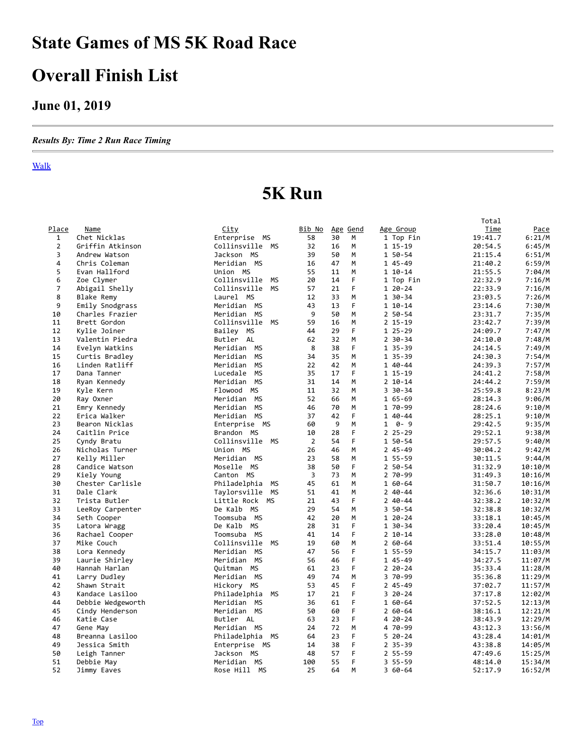# State Games of MS 5K Road Race

# Overall Finish List

## June 01, 2019

*Results By: Time 2 Run Race Timing*

Walk

# 5K Run

| Place | Name | City | Bib No | Age | Gend | Age Group | Total Time | Pace |
|---|---|---|---|---|---|---|---|---|
| 1 | Chet Nicklas | Enterprise MS | 58 | 30 | M | 1 Top Fin | 19:41.7 | 6:21/M |
| 2 | Griffin Atkinson | Collinsville MS | 32 | 16 | M | 1 15-19 | 20:54.5 | 6:45/M |
| 3 | Andrew Watson | Jackson MS | 39 | 50 | M | 1 50-54 | 21:15.4 | 6:51/M |
| 4 | Chris Coleman | Meridian MS | 16 | 47 | M | 1 45-49 | 21:40.2 | 6:59/M |
| 5 | Evan Hallford | Union MS | 55 | 11 | M | 1 10-14 | 21:55.5 | 7:04/M |
| 6 | Zoe Clymer | Collinsville MS | 20 | 14 | F | 1 Top Fin | 22:32.9 | 7:16/M |
| 7 | Abigail Shelly | Collinsville MS | 57 | 21 | F | 1 20-24 | 22:33.9 | 7:16/M |
| 8 | Blake Remy | Laurel MS | 12 | 33 | M | 1 30-34 | 23:03.5 | 7:26/M |
| 9 | Emily Snodgrass | Meridian MS | 43 | 13 | F | 1 10-14 | 23:14.6 | 7:30/M |
| 10 | Charles Frazier | Meridian MS | 9 | 50 | M | 2 50-54 | 23:31.7 | 7:35/M |
| 11 | Brett Gordon | Collinsville MS | 59 | 16 | M | 2 15-19 | 23:42.7 | 7:39/M |
| 12 | Kylie Joiner | Bailey MS | 44 | 29 | F | 1 25-29 | 24:09.7 | 7:47/M |
| 13 | Valentin Piedra | Butler AL | 62 | 32 | M | 2 30-34 | 24:10.0 | 7:48/M |
| 14 | Evelyn Watkins | Meridian MS | 8 | 38 | F | 1 35-39 | 24:14.5 | 7:49/M |
| 15 | Curtis Bradley | Meridian MS | 34 | 35 | M | 1 35-39 | 24:30.3 | 7:54/M |
| 16 | Linden Ratliff | Meridian MS | 22 | 42 | M | 1 40-44 | 24:39.3 | 7:57/M |
| 17 | Dana Tanner | Lucedale MS | 35 | 17 | F | 1 15-19 | 24:41.2 | 7:58/M |
| 18 | Ryan Kennedy | Meridian MS | 31 | 14 | M | 2 10-14 | 24:44.2 | 7:59/M |
| 19 | Kyle Kern | Flowood MS | 11 | 32 | M | 3 30-34 | 25:59.8 | 8:23/M |
| 20 | Ray Oxner | Meridian MS | 52 | 66 | M | 1 65-69 | 28:14.3 | 9:06/M |
| 21 | Emry Kennedy | Meridian MS | 46 | 70 | M | 1 70-99 | 28:24.6 | 9:10/M |
| 22 | Erica Walker | Meridian MS | 37 | 42 | F | 1 40-44 | 28:25.1 | 9:10/M |
| 23 | Bearon Nicklas | Enterprise MS | 60 | 9 | M | 1 0- 9 | 29:42.5 | 9:35/M |
| 24 | Caitlin Price | Brandon MS | 10 | 28 | F | 2 25-29 | 29:52.1 | 9:38/M |
| 25 | Cyndy Bratu | Collinsville MS | 2 | 54 | F | 1 50-54 | 29:57.5 | 9:40/M |
| 26 | Nicholas Turner | Union MS | 26 | 46 | M | 2 45-49 | 30:04.2 | 9:42/M |
| 27 | Kelly Miller | Meridian MS | 23 | 58 | M | 1 55-59 | 30:11.5 | 9:44/M |
| 28 | Candice Watson | Moselle MS | 38 | 50 | F | 2 50-54 | 31:32.9 | 10:10/M |
| 29 | Kiely Young | Canton MS | 3 | 73 | M | 2 70-99 | 31:49.3 | 10:16/M |
| 30 | Chester Carlisle | Philadelphia MS | 45 | 61 | M | 1 60-64 | 31:50.7 | 10:16/M |
| 31 | Dale Clark | Taylorsville MS | 51 | 41 | M | 2 40-44 | 32:36.6 | 10:31/M |
| 32 | Trista Butler | Little Rock MS | 21 | 43 | F | 2 40-44 | 32:38.2 | 10:32/M |
| 33 | LeeRoy Carpenter | De Kalb MS | 29 | 54 | M | 3 50-54 | 32:38.8 | 10:32/M |
| 34 | Seth Cooper | Toomsuba MS | 42 | 20 | M | 1 20-24 | 33:18.1 | 10:45/M |
| 35 | Latora Wragg | De Kalb MS | 28 | 31 | F | 1 30-34 | 33:20.4 | 10:45/M |
| 36 | Rachael Cooper | Toomsuba MS | 41 | 14 | F | 2 10-14 | 33:28.0 | 10:48/M |
| 37 | Mike Couch | Collinsville MS | 19 | 60 | M | 2 60-64 | 33:51.4 | 10:55/M |
| 38 | Lora Kennedy | Meridian MS | 47 | 56 | F | 1 55-59 | 34:15.7 | 11:03/M |
| 39 | Laurie Shirley | Meridian MS | 56 | 46 | F | 1 45-49 | 34:27.5 | 11:07/M |
| 40 | Hannah Harlan | Quitman MS | 61 | 23 | F | 2 20-24 | 35:33.4 | 11:28/M |
| 41 | Larry Dudley | Meridian MS | 49 | 74 | M | 3 70-99 | 35:36.8 | 11:29/M |
| 42 | Shawn Strait | Hickory MS | 53 | 45 | F | 2 45-49 | 37:02.7 | 11:57/M |
| 43 | Kandace Lasiloo | Philadelphia MS | 17 | 21 | F | 3 20-24 | 37:17.8 | 12:02/M |
| 44 | Debbie Wedgeworth | Meridian MS | 36 | 61 | F | 1 60-64 | 37:52.5 | 12:13/M |
| 45 | Cindy Henderson | Meridian MS | 50 | 60 | F | 2 60-64 | 38:16.1 | 12:21/M |
| 46 | Katie Case | Butler AL | 63 | 23 | F | 4 20-24 | 38:43.9 | 12:29/M |
| 47 | Gene May | Meridian MS | 24 | 72 | M | 4 70-99 | 43:12.3 | 13:56/M |
| 48 | Breanna Lasiloo | Philadelphia MS | 64 | 23 | F | 5 20-24 | 43:28.4 | 14:01/M |
| 49 | Jessica Smith | Enterprise MS | 14 | 38 | F | 2 35-39 | 43:38.8 | 14:05/M |
| 50 | Leigh Tanner | Jackson MS | 48 | 57 | F | 2 55-59 | 47:49.6 | 15:25/M |
| 51 | Debbie May | Meridian MS | 100 | 55 | F | 3 55-59 | 48:14.0 | 15:34/M |
| 52 | Jimmy Eaves | Rose Hill MS | 25 | 64 | M | 3 60-64 | 52:17.9 | 16:52/M |

Top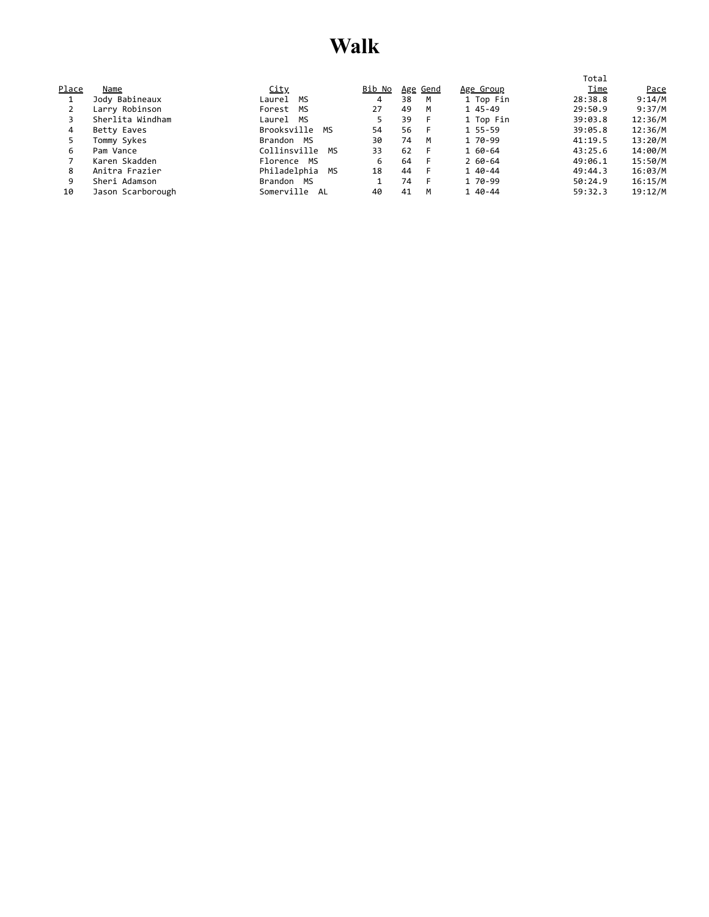# Walk

| Place | Name | City | Bib No | Age | Gend | Age Group | Total Time | Pace |
|---|---|---|---|---|---|---|---|---|
| 1 | Jody Babineaux | Laurel MS | 4 | 38 | M | 1 Top Fin | 28:38.8 | 9:14/M |
| 2 | Larry Robinson | Forest MS | 27 | 49 | M | 1 45-49 | 29:50.9 | 9:37/M |
| 3 | Sherlita Windham | Laurel MS | 5 | 39 | F | 1 Top Fin | 39:03.8 | 12:36/M |
| 4 | Betty Eaves | Brooksville MS | 54 | 56 | F | 1 55-59 | 39:05.8 | 12:36/M |
| 5 | Tommy Sykes | Brandon MS | 30 | 74 | M | 1 70-99 | 41:19.5 | 13:20/M |
| 6 | Pam Vance | Collinsville MS | 33 | 62 | F | 1 60-64 | 43:25.6 | 14:00/M |
| 7 | Karen Skadden | Florence MS | 6 | 64 | F | 2 60-64 | 49:06.1 | 15:50/M |
| 8 | Anitra Frazier | Philadelphia MS | 18 | 44 | F | 1 40-44 | 49:44.3 | 16:03/M |
| 9 | Sheri Adamson | Brandon MS | 1 | 74 | F | 1 70-99 | 50:24.9 | 16:15/M |
| 10 | Jason Scarborough | Somerville AL | 40 | 41 | M | 1 40-44 | 59:32.3 | 19:12/M |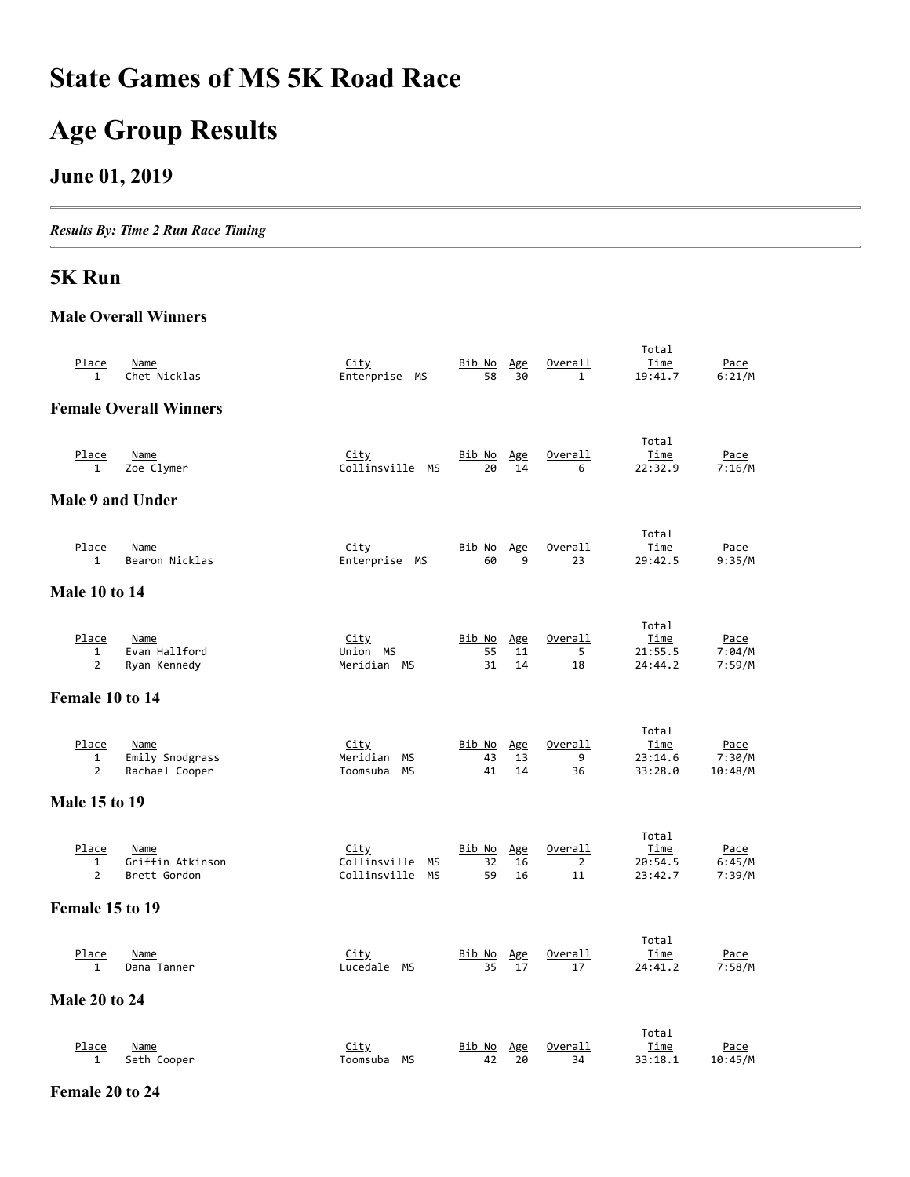# State Games of MS 5K Road Race

# Age Group Results

## June 01, 2019

---

*Results By: Time 2 Run Race Timing*

---

## 5K Run

### Male Overall Winners

| Place | Name | City | Bib No | Age | Overall | Total Time | Pace |
|---|---|---|---|---|---|---|---|
| 1 | Chet Nicklas | Enterprise MS | 58 | 30 | 1 | 19:41.7 | 6:21/M |

### Female Overall Winners

| Place | Name | City | Bib No | Age | Overall | Total Time | Pace |
|---|---|---|---|---|---|---|---|
| 1 | Zoe Clymer | Collinsville MS | 20 | 14 | 6 | 22:32.9 | 7:16/M |

### Male 9 and Under

| Place | Name | City | Bib No | Age | Overall | Total Time | Pace |
|---|---|---|---|---|---|---|---|
| 1 | Bearon Nicklas | Enterprise MS | 60 | 9 | 23 | 29:42.5 | 9:35/M |

### Male 10 to 14

| Place | Name | City | Bib No | Age | Overall | Total Time | Pace |
|---|---|---|---|---|---|---|---|
| 1 | Evan Hallford | Union MS | 55 | 11 | 5 | 21:55.5 | 7:04/M |
| 2 | Ryan Kennedy | Meridian MS | 31 | 14 | 18 | 24:44.2 | 7:59/M |

### Female 10 to 14

| Place | Name | City | Bib No | Age | Overall | Total Time | Pace |
|---|---|---|---|---|---|---|---|
| 1 | Emily Snodgrass | Meridian MS | 43 | 13 | 9 | 23:14.6 | 7:30/M |
| 2 | Rachael Cooper | Toomsuba MS | 41 | 14 | 36 | 33:28.0 | 10:48/M |

### Male 15 to 19

| Place | Name | City | Bib No | Age | Overall | Total Time | Pace |
|---|---|---|---|---|---|---|---|
| 1 | Griffin Atkinson | Collinsville MS | 32 | 16 | 2 | 20:54.5 | 6:45/M |
| 2 | Brett Gordon | Collinsville MS | 59 | 16 | 11 | 23:42.7 | 7:39/M |

### Female 15 to 19

| Place | Name | City | Bib No | Age | Overall | Total Time | Pace |
|---|---|---|---|---|---|---|---|
| 1 | Dana Tanner | Lucedale MS | 35 | 17 | 17 | 24:41.2 | 7:58/M |

### Male 20 to 24

| Place | Name | City | Bib No | Age | Overall | Total Time | Pace |
|---|---|---|---|---|---|---|---|
| 1 | Seth Cooper | Toomsuba MS | 42 | 20 | 34 | 33:18.1 | 10:45/M |

### Female 20 to 24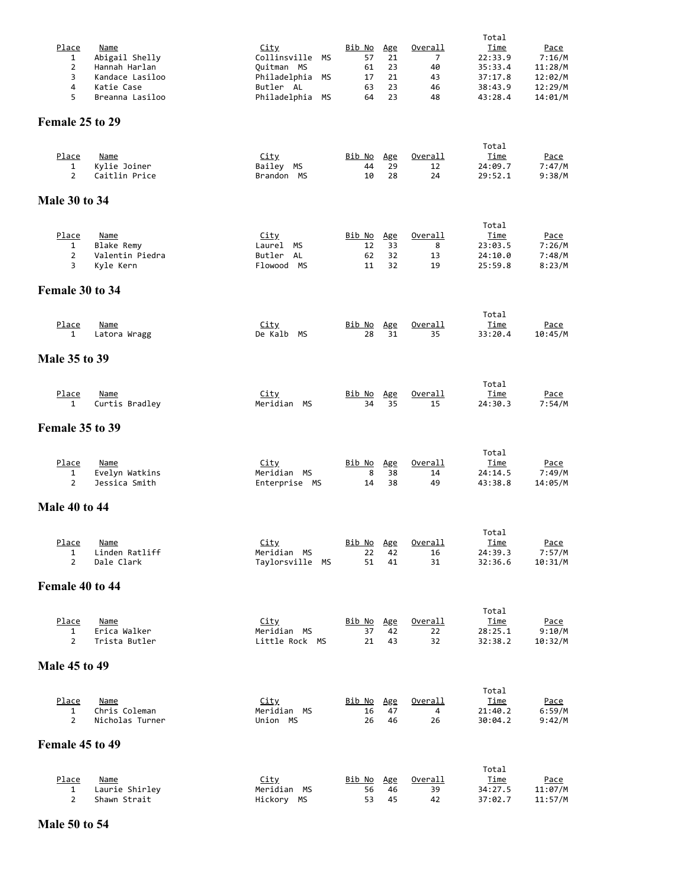| Place | Name | City | Bib No | Age | Overall | Total Time | Pace |
|---|---|---|---|---|---|---|---|
| 1 | Abigail Shelly | Collinsville MS | 57 | 21 | 7 | 22:33.9 | 7:16/M |
| 2 | Hannah Harlan | Quitman MS | 61 | 23 | 40 | 35:33.4 | 11:28/M |
| 3 | Kandace Lasiloo | Philadelphia MS | 17 | 21 | 43 | 37:17.8 | 12:02/M |
| 4 | Katie Case | Butler AL | 63 | 23 | 46 | 38:43.9 | 12:29/M |
| 5 | Breanna Lasiloo | Philadelphia MS | 64 | 23 | 48 | 43:28.4 | 14:01/M |

## Female 25 to 29

| Place | Name | City | Bib No | Age | Overall | Total Time | Pace |
|---|---|---|---|---|---|---|---|
| 1 | Kylie Joiner | Bailey MS | 44 | 29 | 12 | 24:09.7 | 7:47/M |
| 2 | Caitlin Price | Brandon MS | 10 | 28 | 24 | 29:52.1 | 9:38/M |

## Male 30 to 34

| Place | Name | City | Bib No | Age | Overall | Total Time | Pace |
|---|---|---|---|---|---|---|---|
| 1 | Blake Remy | Laurel MS | 12 | 33 | 8 | 23:03.5 | 7:26/M |
| 2 | Valentin Piedra | Butler AL | 62 | 32 | 13 | 24:10.0 | 7:48/M |
| 3 | Kyle Kern | Flowood MS | 11 | 32 | 19 | 25:59.8 | 8:23/M |

## Female 30 to 34

| Place | Name | City | Bib No | Age | Overall | Total Time | Pace |
|---|---|---|---|---|---|---|---|
| 1 | Latora Wragg | De Kalb MS | 28 | 31 | 35 | 33:20.4 | 10:45/M |

## Male 35 to 39

| Place | Name | City | Bib No | Age | Overall | Total Time | Pace |
|---|---|---|---|---|---|---|---|
| 1 | Curtis Bradley | Meridian MS | 34 | 35 | 15 | 24:30.3 | 7:54/M |

## Female 35 to 39

| Place | Name | City | Bib No | Age | Overall | Total Time | Pace |
|---|---|---|---|---|---|---|---|
| 1 | Evelyn Watkins | Meridian MS | 8 | 38 | 14 | 24:14.5 | 7:49/M |
| 2 | Jessica Smith | Enterprise MS | 14 | 38 | 49 | 43:38.8 | 14:05/M |

## Male 40 to 44

| Place | Name | City | Bib No | Age | Overall | Total Time | Pace |
|---|---|---|---|---|---|---|---|
| 1 | Linden Ratliff | Meridian MS | 22 | 42 | 16 | 24:39.3 | 7:57/M |
| 2 | Dale Clark | Taylorsville MS | 51 | 41 | 31 | 32:36.6 | 10:31/M |

## Female 40 to 44

| Place | Name | City | Bib No | Age | Overall | Total Time | Pace |
|---|---|---|---|---|---|---|---|
| 1 | Erica Walker | Meridian MS | 37 | 42 | 22 | 28:25.1 | 9:10/M |
| 2 | Trista Butler | Little Rock MS | 21 | 43 | 32 | 32:38.2 | 10:32/M |

## Male 45 to 49

| Place | Name | City | Bib No | Age | Overall | Total Time | Pace |
|---|---|---|---|---|---|---|---|
| 1 | Chris Coleman | Meridian MS | 16 | 47 | 4 | 21:40.2 | 6:59/M |
| 2 | Nicholas Turner | Union MS | 26 | 46 | 26 | 30:04.2 | 9:42/M |

## Female 45 to 49

| Place | Name | City | Bib No | Age | Overall | Total Time | Pace |
|---|---|---|---|---|---|---|---|
| 1 | Laurie Shirley | Meridian MS | 56 | 46 | 39 | 34:27.5 | 11:07/M |
| 2 | Shawn Strait | Hickory MS | 53 | 45 | 42 | 37:02.7 | 11:57/M |

## Male 50 to 54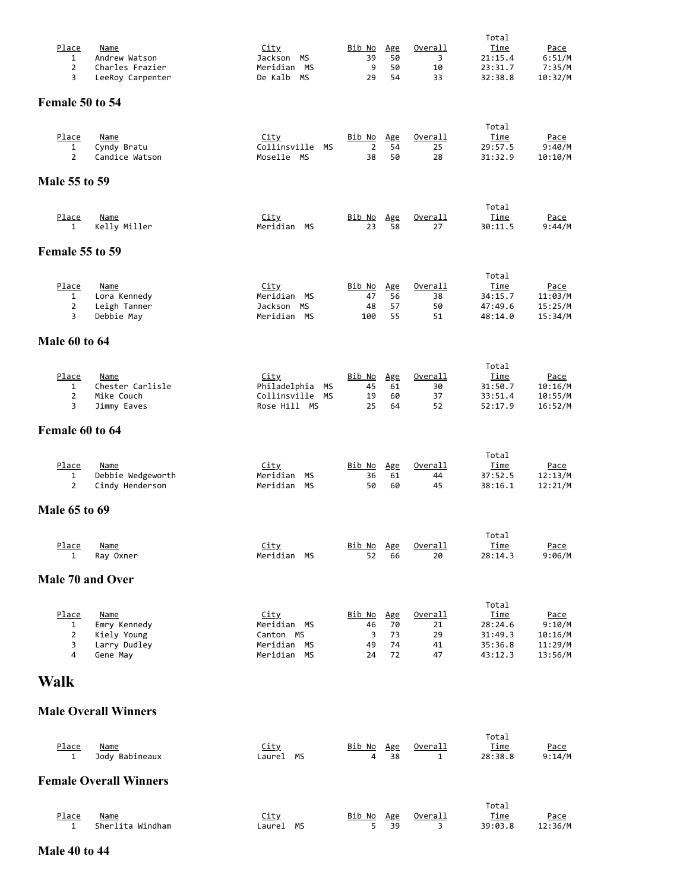| Place | Name | City | Bib No | Age | Overall | Total Time | Pace |
|---|---|---|---|---|---|---|---|
| 1 | Andrew Watson | Jackson MS | 39 | 50 | 3 | 21:15.4 | 6:51/M |
| 2 | Charles Frazier | Meridian MS | 9 | 50 | 10 | 23:31.7 | 7:35/M |
| 3 | LeeRoy Carpenter | De Kalb MS | 29 | 54 | 33 | 32:38.8 | 10:32/M |

### Female 50 to 54

| Place | Name | City | Bib No | Age | Overall | Total Time | Pace |
|---|---|---|---|---|---|---|---|
| 1 | Cyndy Bratu | Collinsville MS | 2 | 54 | 25 | 29:57.5 | 9:40/M |
| 2 | Candice Watson | Moselle MS | 38 | 50 | 28 | 31:32.9 | 10:10/M |

### Male 55 to 59

| Place | Name | City | Bib No | Age | Overall | Total Time | Pace |
|---|---|---|---|---|---|---|---|
| 1 | Kelly Miller | Meridian MS | 23 | 58 | 27 | 30:11.5 | 9:44/M |

### Female 55 to 59

| Place | Name | City | Bib No | Age | Overall | Total Time | Pace |
|---|---|---|---|---|---|---|---|
| 1 | Lora Kennedy | Meridian MS | 47 | 56 | 38 | 34:15.7 | 11:03/M |
| 2 | Leigh Tanner | Jackson MS | 48 | 57 | 50 | 47:49.6 | 15:25/M |
| 3 | Debbie May | Meridian MS | 100 | 55 | 51 | 48:14.0 | 15:34/M |

### Male 60 to 64

| Place | Name | City | Bib No | Age | Overall | Total Time | Pace |
|---|---|---|---|---|---|---|---|
| 1 | Chester Carlisle | Philadelphia MS | 45 | 61 | 30 | 31:50.7 | 10:16/M |
| 2 | Mike Couch | Collinsville MS | 19 | 60 | 37 | 33:51.4 | 10:55/M |
| 3 | Jimmy Eaves | Rose Hill MS | 25 | 64 | 52 | 52:17.9 | 16:52/M |

### Female 60 to 64

| Place | Name | City | Bib No | Age | Overall | Total Time | Pace |
|---|---|---|---|---|---|---|---|
| 1 | Debbie Wedgeworth | Meridian MS | 36 | 61 | 44 | 37:52.5 | 12:13/M |
| 2 | Cindy Henderson | Meridian MS | 50 | 60 | 45 | 38:16.1 | 12:21/M |

### Male 65 to 69

| Place | Name | City | Bib No | Age | Overall | Total Time | Pace |
|---|---|---|---|---|---|---|---|
| 1 | Ray Oxner | Meridian MS | 52 | 66 | 20 | 28:14.3 | 9:06/M |

### Male 70 and Over

| Place | Name | City | Bib No | Age | Overall | Total Time | Pace |
|---|---|---|---|---|---|---|---|
| 1 | Emry Kennedy | Meridian MS | 46 | 70 | 21 | 28:24.6 | 9:10/M |
| 2 | Kiely Young | Canton MS | 3 | 73 | 29 | 31:49.3 | 10:16/M |
| 3 | Larry Dudley | Meridian MS | 49 | 74 | 41 | 35:36.8 | 11:29/M |
| 4 | Gene May | Meridian MS | 24 | 72 | 47 | 43:12.3 | 13:56/M |

## Walk

### Male Overall Winners

| Place | Name | City | Bib No | Age | Overall | Total Time | Pace |
|---|---|---|---|---|---|---|---|
| 1 | Jody Babineaux | Laurel MS | 4 | 38 | 1 | 28:38.8 | 9:14/M |

### Female Overall Winners

| Place | Name | City | Bib No | Age | Overall | Total Time | Pace |
|---|---|---|---|---|---|---|---|
| 1 | Sherlita Windham | Laurel MS | 5 | 39 | 3 | 39:03.8 | 12:36/M |

### Male 40 to 44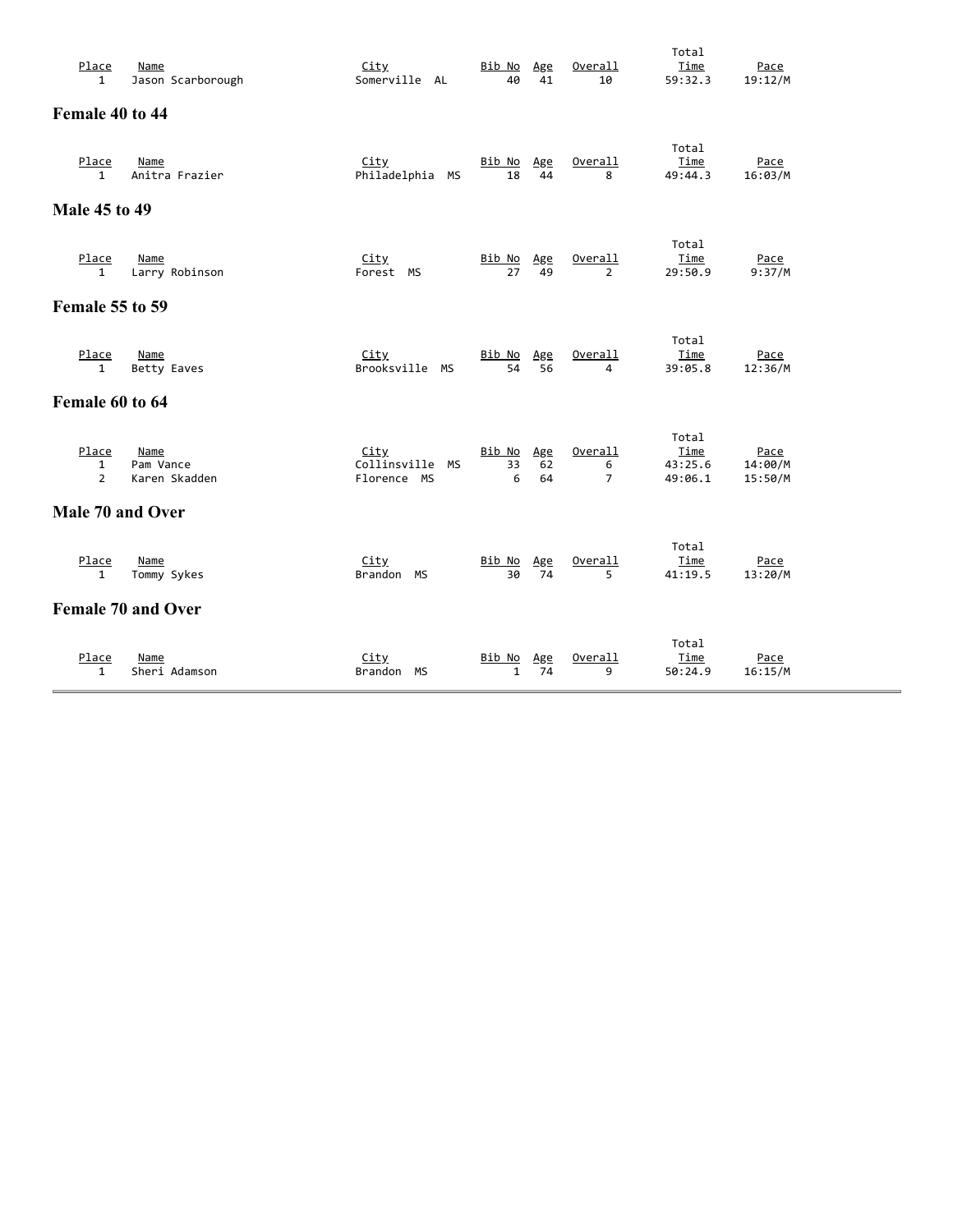| Place | Name | City | Bib No | Age | Overall | Total Time | Pace |
|---|---|---|---|---|---|---|---|
| 1 | Jason Scarborough | Somerville AL | 40 | 41 | 10 | 59:32.3 | 19:12/M |

## Female 40 to 44

| Place | Name | City | Bib No | Age | Overall | Total Time | Pace |
|---|---|---|---|---|---|---|---|
| 1 | Anitra Frazier | Philadelphia MS | 18 | 44 | 8 | 49:44.3 | 16:03/M |

## Male 45 to 49

| Place | Name | City | Bib No | Age | Overall | Total Time | Pace |
|---|---|---|---|---|---|---|---|
| 1 | Larry Robinson | Forest MS | 27 | 49 | 2 | 29:50.9 | 9:37/M |

## Female 55 to 59

| Place | Name | City | Bib No | Age | Overall | Total Time | Pace |
|---|---|---|---|---|---|---|---|
| 1 | Betty Eaves | Brooksville MS | 54 | 56 | 4 | 39:05.8 | 12:36/M |

## Female 60 to 64

| Place | Name | City | Bib No | Age | Overall | Total Time | Pace |
|---|---|---|---|---|---|---|---|
| 1 | Pam Vance | Collinsville MS | 33 | 62 | 6 | 43:25.6 | 14:00/M |
| 2 | Karen Skadden | Florence MS | 6 | 64 | 7 | 49:06.1 | 15:50/M |

## Male 70 and Over

| Place | Name | City | Bib No | Age | Overall | Total Time | Pace |
|---|---|---|---|---|---|---|---|
| 1 | Tommy Sykes | Brandon MS | 30 | 74 | 5 | 41:19.5 | 13:20/M |

## Female 70 and Over

| Place | Name | City | Bib No | Age | Overall | Total Time | Pace |
|---|---|---|---|---|---|---|---|
| 1 | Sheri Adamson | Brandon MS | 1 | 74 | 9 | 50:24.9 | 16:15/M |